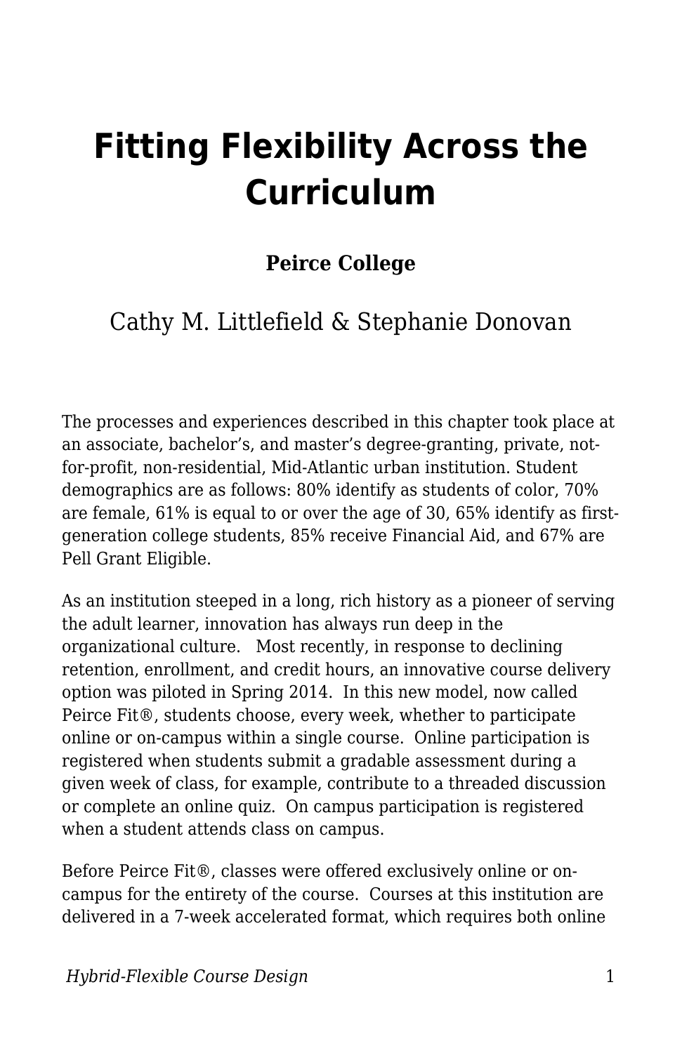# Fitting Flexibility Across the Curriculum

**Peirce College**

Cathy M. Littlefield & Stephanie Donovan

The processes and experiences described in this chapter took place at an associate, bachelor's, and master's degree-granting, private, not-for-profit, non-residential, Mid-Atlantic urban institution. Student demographics are as follows: 80% identify as students of color, 70% are female, 61% is equal to or over the age of 30, 65% identify as first-generation college students, 85% receive Financial Aid, and 67% are Pell Grant Eligible.

As an institution steeped in a long, rich history as a pioneer of serving the adult learner, innovation has always run deep in the organizational culture. Most recently, in response to declining retention, enrollment, and credit hours, an innovative course delivery option was piloted in Spring 2014. In this new model, now called Peirce Fit®, students choose, every week, whether to participate online or on-campus within a single course. Online participation is registered when students submit a gradable assessment during a given week of class, for example, contribute to a threaded discussion or complete an online quiz. On campus participation is registered when a student attends class on campus.

Before Peirce Fit®, classes were offered exclusively online or on-campus for the entirety of the course. Courses at this institution are delivered in a 7-week accelerated format, which requires both online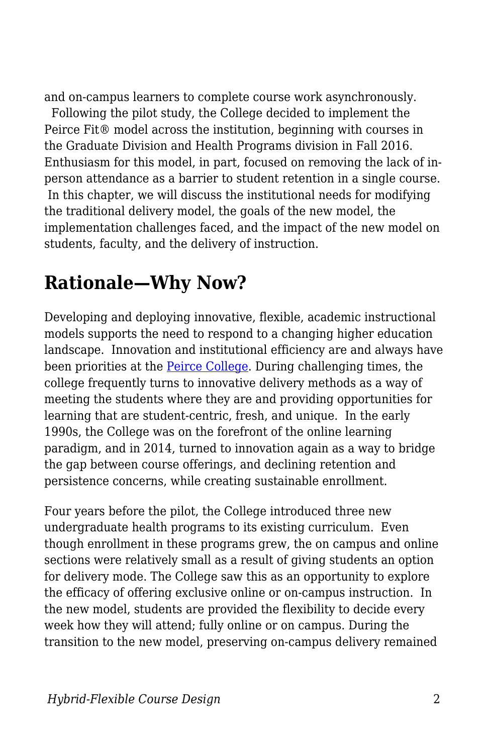and on-campus learners to complete course work asynchronously.

Following the pilot study, the College decided to implement the Peirce Fit® model across the institution, beginning with courses in the Graduate Division and Health Programs division in Fall 2016. Enthusiasm for this model, in part, focused on removing the lack of in-person attendance as a barrier to student retention in a single course. In this chapter, we will discuss the institutional needs for modifying the traditional delivery model, the goals of the new model, the implementation challenges faced, and the impact of the new model on students, faculty, and the delivery of instruction.

## Rationale—Why Now?

Developing and deploying innovative, flexible, academic instructional models supports the need to respond to a changing higher education landscape. Innovation and institutional efficiency are and always have been priorities at the Peirce College. During challenging times, the college frequently turns to innovative delivery methods as a way of meeting the students where they are and providing opportunities for learning that are student-centric, fresh, and unique. In the early 1990s, the College was on the forefront of the online learning paradigm, and in 2014, turned to innovation again as a way to bridge the gap between course offerings, and declining retention and persistence concerns, while creating sustainable enrollment.

Four years before the pilot, the College introduced three new undergraduate health programs to its existing curriculum. Even though enrollment in these programs grew, the on campus and online sections were relatively small as a result of giving students an option for delivery mode. The College saw this as an opportunity to explore the efficacy of offering exclusive online or on-campus instruction. In the new model, students are provided the flexibility to decide every week how they will attend; fully online or on campus. During the transition to the new model, preserving on-campus delivery remained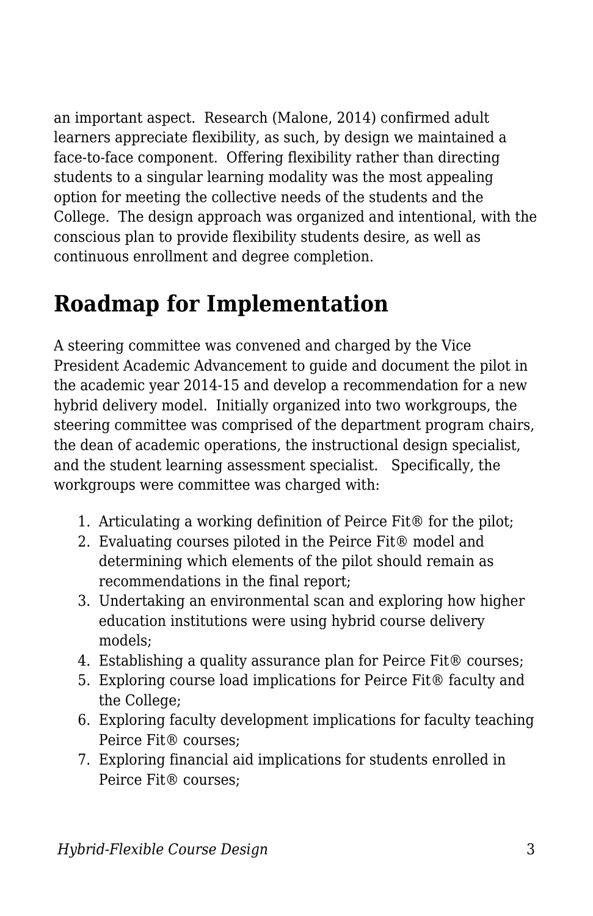an important aspect. Research (Malone, 2014) confirmed adult learners appreciate flexibility, as such, by design we maintained a face-to-face component. Offering flexibility rather than directing students to a singular learning modality was the most appealing option for meeting the collective needs of the students and the College. The design approach was organized and intentional, with the conscious plan to provide flexibility students desire, as well as continuous enrollment and degree completion.

## Roadmap for Implementation

A steering committee was convened and charged by the Vice President Academic Advancement to guide and document the pilot in the academic year 2014-15 and develop a recommendation for a new hybrid delivery model. Initially organized into two workgroups, the steering committee was comprised of the department program chairs, the dean of academic operations, the instructional design specialist, and the student learning assessment specialist. Specifically, the workgroups were committee was charged with:

1. Articulating a working definition of Peirce Fit® for the pilot;
2. Evaluating courses piloted in the Peirce Fit® model and determining which elements of the pilot should remain as recommendations in the final report;
3. Undertaking an environmental scan and exploring how higher education institutions were using hybrid course delivery models;
4. Establishing a quality assurance plan for Peirce Fit® courses;
5. Exploring course load implications for Peirce Fit® faculty and the College;
6. Exploring faculty development implications for faculty teaching Peirce Fit® courses;
7. Exploring financial aid implications for students enrolled in Peirce Fit® courses;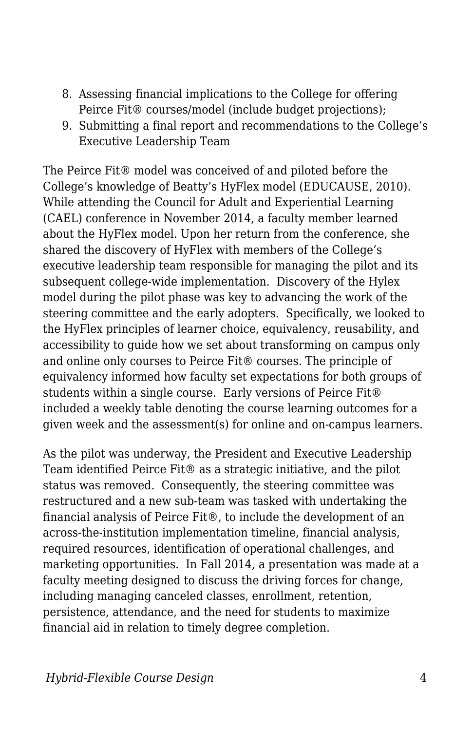8. Assessing financial implications to the College for offering Peirce Fit® courses/model (include budget projections);
9. Submitting a final report and recommendations to the College's Executive Leadership Team

The Peirce Fit® model was conceived of and piloted before the College's knowledge of Beatty's HyFlex model (EDUCAUSE, 2010). While attending the Council for Adult and Experiential Learning (CAEL) conference in November 2014, a faculty member learned about the HyFlex model. Upon her return from the conference, she shared the discovery of HyFlex with members of the College's executive leadership team responsible for managing the pilot and its subsequent college-wide implementation. Discovery of the Hylex model during the pilot phase was key to advancing the work of the steering committee and the early adopters. Specifically, we looked to the HyFlex principles of learner choice, equivalency, reusability, and accessibility to guide how we set about transforming on campus only and online only courses to Peirce Fit® courses. The principle of equivalency informed how faculty set expectations for both groups of students within a single course. Early versions of Peirce Fit® included a weekly table denoting the course learning outcomes for a given week and the assessment(s) for online and on-campus learners.

As the pilot was underway, the President and Executive Leadership Team identified Peirce Fit® as a strategic initiative, and the pilot status was removed. Consequently, the steering committee was restructured and a new sub-team was tasked with undertaking the financial analysis of Peirce Fit®, to include the development of an across-the-institution implementation timeline, financial analysis, required resources, identification of operational challenges, and marketing opportunities. In Fall 2014, a presentation was made at a faculty meeting designed to discuss the driving forces for change, including managing canceled classes, enrollment, retention, persistence, attendance, and the need for students to maximize financial aid in relation to timely degree completion.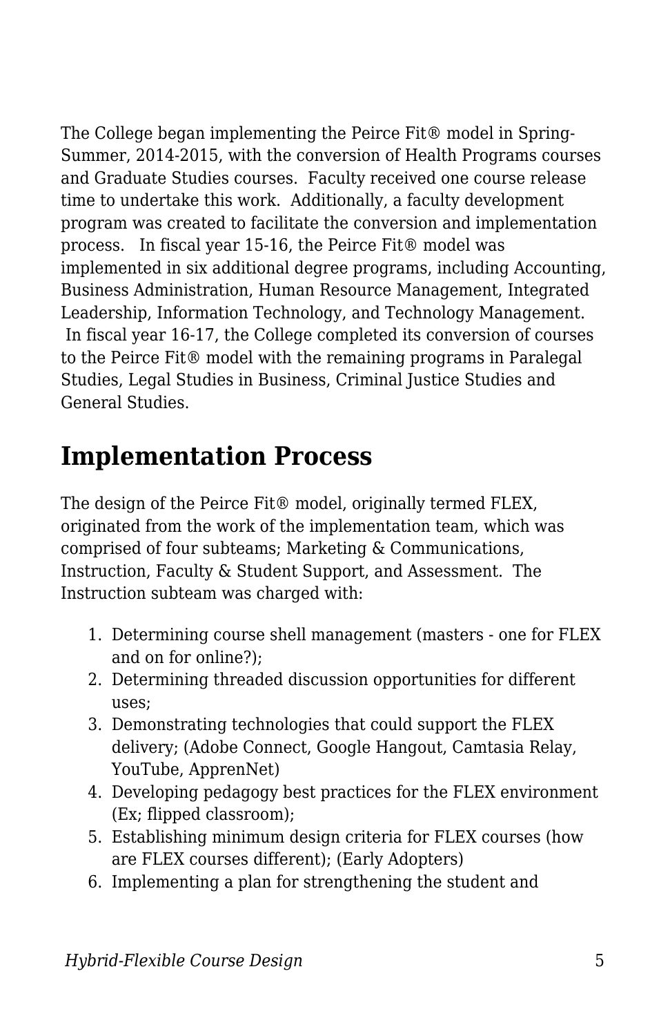The College began implementing the Peirce Fit® model in Spring-Summer, 2014-2015, with the conversion of Health Programs courses and Graduate Studies courses.  Faculty received one course release time to undertake this work.  Additionally, a faculty development program was created to facilitate the conversion and implementation process.   In fiscal year 15-16, the Peirce Fit® model was implemented in six additional degree programs, including Accounting, Business Administration, Human Resource Management, Integrated Leadership, Information Technology, and Technology Management.  In fiscal year 16-17, the College completed its conversion of courses to the Peirce Fit® model with the remaining programs in Paralegal Studies, Legal Studies in Business, Criminal Justice Studies and General Studies.

## Implementation Process

The design of the Peirce Fit® model, originally termed FLEX, originated from the work of the implementation team, which was comprised of four subteams; Marketing & Communications, Instruction, Faculty & Student Support, and Assessment.  The Instruction subteam was charged with:

1. Determining course shell management (masters - one for FLEX and on for online?);
2. Determining threaded discussion opportunities for different uses;
3. Demonstrating technologies that could support the FLEX delivery; (Adobe Connect, Google Hangout, Camtasia Relay, YouTube, ApprenNet)
4. Developing pedagogy best practices for the FLEX environment (Ex; flipped classroom);
5. Establishing minimum design criteria for FLEX courses (how are FLEX courses different); (Early Adopters)
6. Implementing a plan for strengthening the student and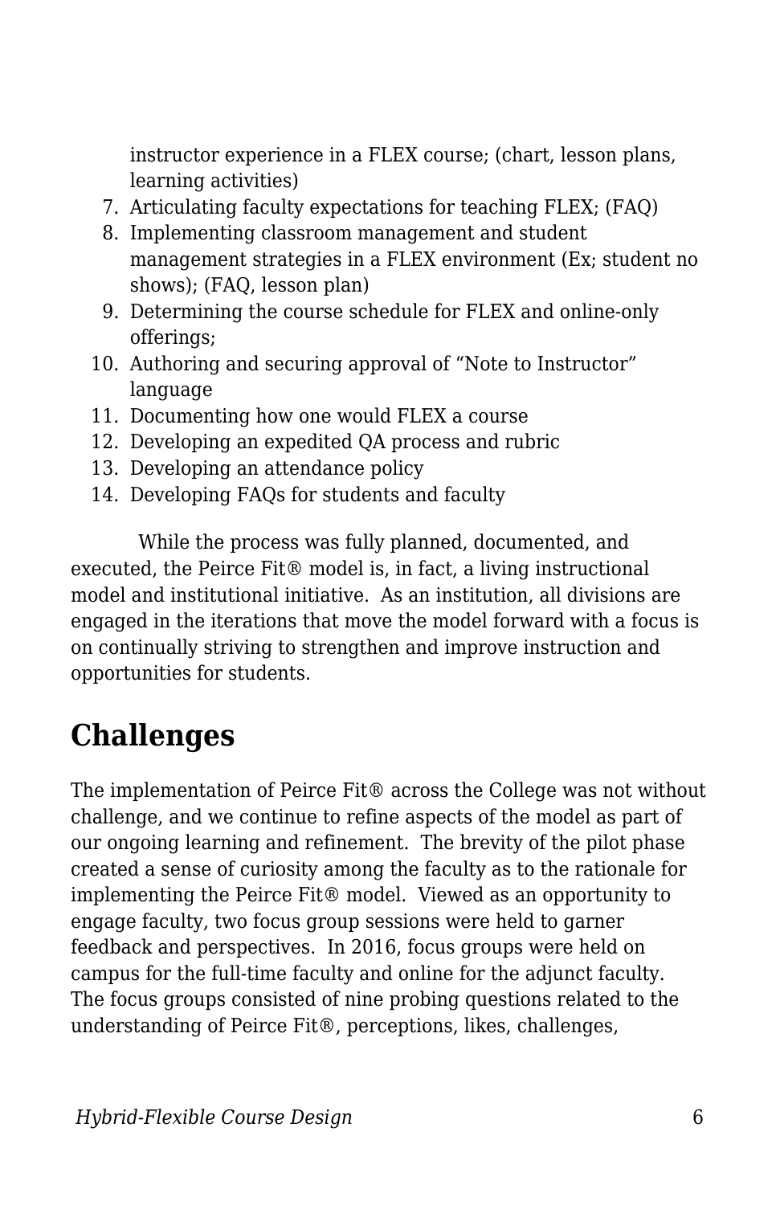instructor experience in a FLEX course; (chart, lesson plans, learning activities)

7. Articulating faculty expectations for teaching FLEX; (FAQ)
8. Implementing classroom management and student management strategies in a FLEX environment (Ex; student no shows); (FAQ, lesson plan)
9. Determining the course schedule for FLEX and online-only offerings;
10. Authoring and securing approval of “Note to Instructor” language
11. Documenting how one would FLEX a course
12. Developing an expedited QA process and rubric
13. Developing an attendance policy
14. Developing FAQs for students and faculty

While the process was fully planned, documented, and executed, the Peirce Fit® model is, in fact, a living instructional model and institutional initiative. As an institution, all divisions are engaged in the iterations that move the model forward with a focus is on continually striving to strengthen and improve instruction and opportunities for students.

## Challenges

The implementation of Peirce Fit® across the College was not without challenge, and we continue to refine aspects of the model as part of our ongoing learning and refinement. The brevity of the pilot phase created a sense of curiosity among the faculty as to the rationale for implementing the Peirce Fit® model. Viewed as an opportunity to engage faculty, two focus group sessions were held to garner feedback and perspectives. In 2016, focus groups were held on campus for the full-time faculty and online for the adjunct faculty. The focus groups consisted of nine probing questions related to the understanding of Peirce Fit®, perceptions, likes, challenges,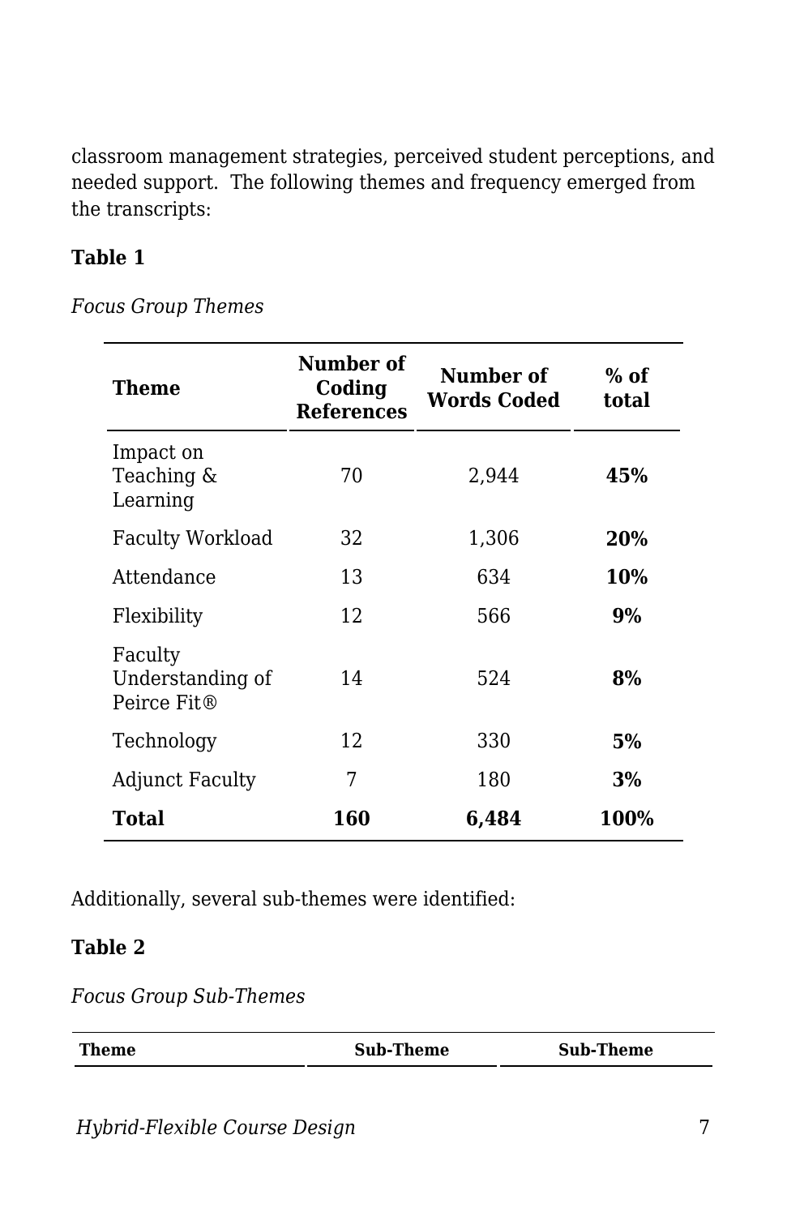classroom management strategies, perceived student perceptions, and needed support. The following themes and frequency emerged from the transcripts:

**Table 1**

*Focus Group Themes*

| Theme | Number of Coding References | Number of Words Coded | % of total |
|---|---|---|---|
| Impact on Teaching & Learning | 70 | 2,944 | **45%** |
| Faculty Workload | 32 | 1,306 | **20%** |
| Attendance | 13 | 634 | **10%** |
| Flexibility | 12 | 566 | **9%** |
| Faculty Understanding of Peirce Fit® | 14 | 524 | **8%** |
| Technology | 12 | 330 | **5%** |
| Adjunct Faculty | 7 | 180 | **3%** |
| **Total** | **160** | **6,484** | **100%** |

Additionally, several sub-themes were identified:

**Table 2**

*Focus Group Sub-Themes*

| Theme | Sub-Theme | Sub-Theme |
|---|---|---|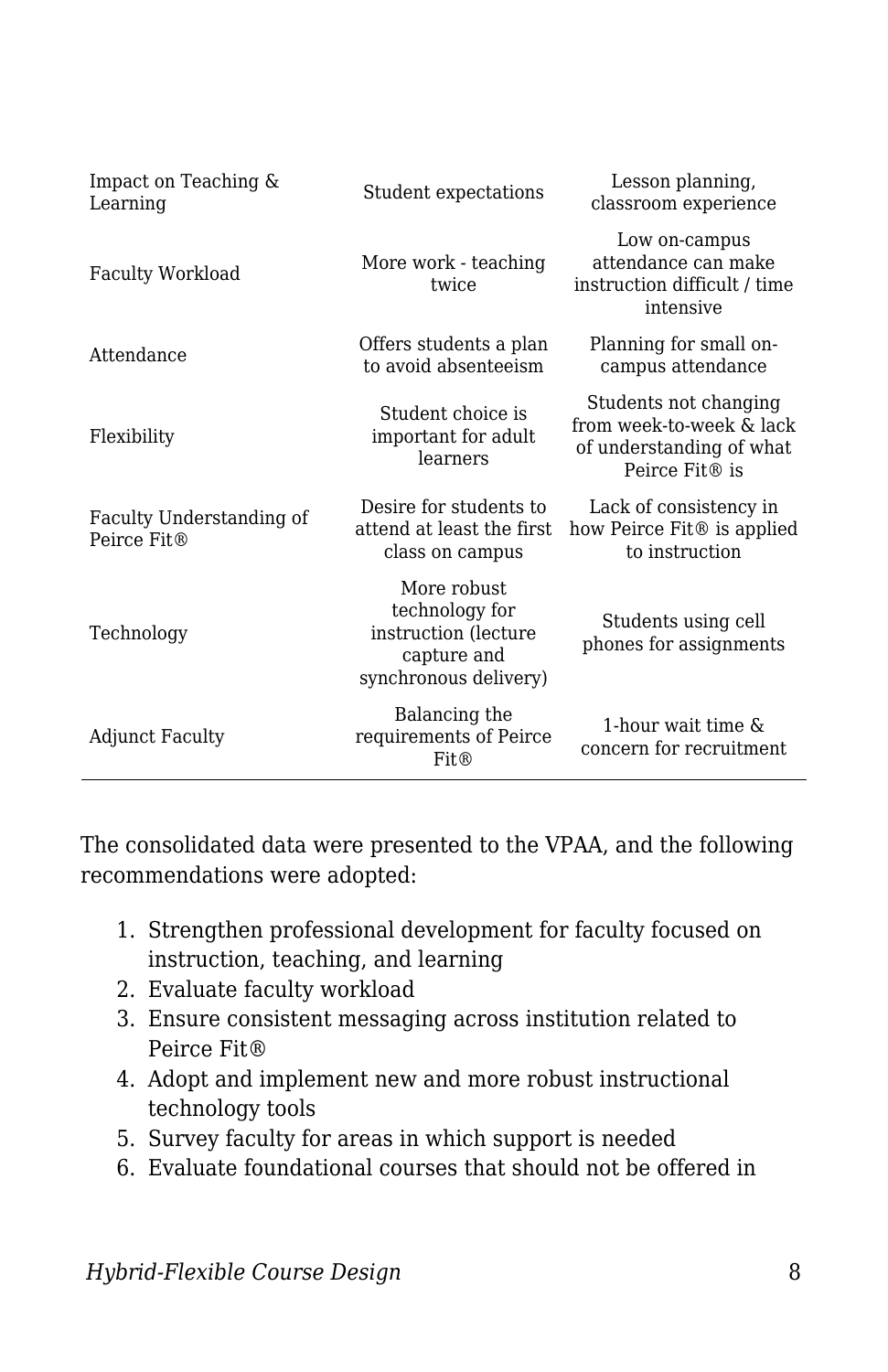| | | |
|---|---|---|
| Impact on Teaching & Learning | Student expectations | Lesson planning, classroom experience |
| Faculty Workload | More work - teaching twice | Low on-campus attendance can make instruction difficult / time intensive |
| Attendance | Offers students a plan to avoid absenteeism | Planning for small on-campus attendance |
| Flexibility | Student choice is important for adult learners | Students not changing from week-to-week & lack of understanding of what Peirce Fit® is |
| Faculty Understanding of Peirce Fit® | Desire for students to attend at least the first class on campus | Lack of consistency in how Peirce Fit® is applied to instruction |
| Technology | More robust technology for instruction (lecture capture and synchronous delivery) | Students using cell phones for assignments |
| Adjunct Faculty | Balancing the requirements of Peirce Fit® | 1-hour wait time & concern for recruitment |

The consolidated data were presented to the VPAA, and the following recommendations were adopted:

1. Strengthen professional development for faculty focused on instruction, teaching, and learning
2. Evaluate faculty workload
3. Ensure consistent messaging across institution related to Peirce Fit®
4. Adopt and implement new and more robust instructional technology tools
5. Survey faculty for areas in which support is needed
6. Evaluate foundational courses that should not be offered in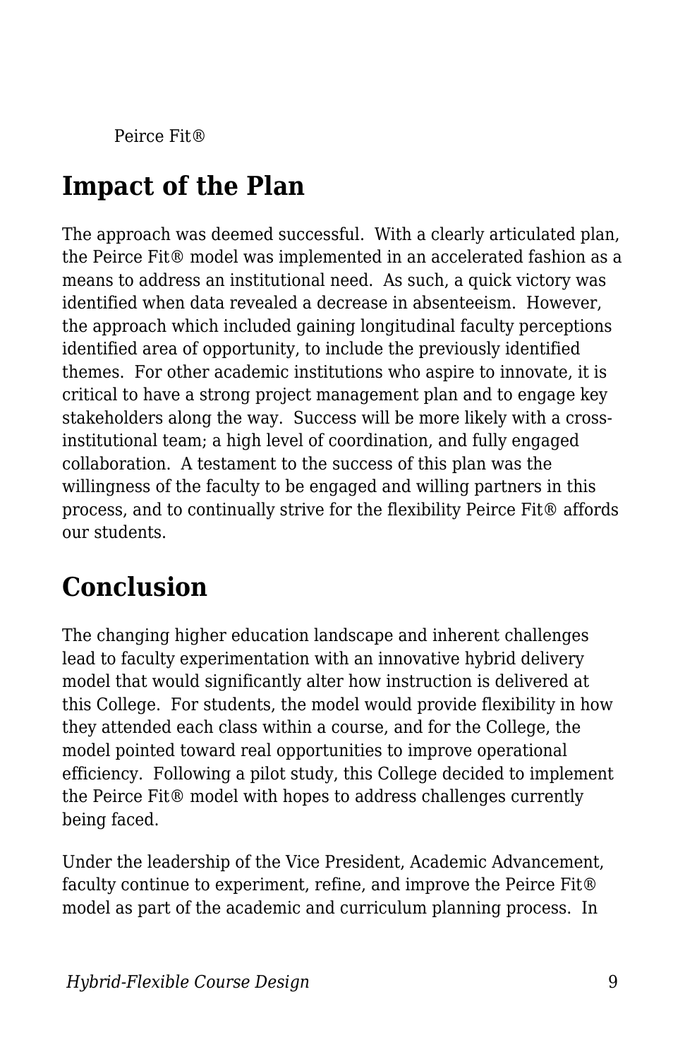Peirce Fit®

## Impact of the Plan

The approach was deemed successful. With a clearly articulated plan, the Peirce Fit® model was implemented in an accelerated fashion as a means to address an institutional need. As such, a quick victory was identified when data revealed a decrease in absenteeism. However, the approach which included gaining longitudinal faculty perceptions identified area of opportunity, to include the previously identified themes. For other academic institutions who aspire to innovate, it is critical to have a strong project management plan and to engage key stakeholders along the way. Success will be more likely with a cross-institutional team; a high level of coordination, and fully engaged collaboration. A testament to the success of this plan was the willingness of the faculty to be engaged and willing partners in this process, and to continually strive for the flexibility Peirce Fit® affords our students.

## Conclusion

The changing higher education landscape and inherent challenges lead to faculty experimentation with an innovative hybrid delivery model that would significantly alter how instruction is delivered at this College. For students, the model would provide flexibility in how they attended each class within a course, and for the College, the model pointed toward real opportunities to improve operational efficiency. Following a pilot study, this College decided to implement the Peirce Fit® model with hopes to address challenges currently being faced.

Under the leadership of the Vice President, Academic Advancement, faculty continue to experiment, refine, and improve the Peirce Fit® model as part of the academic and curriculum planning process. In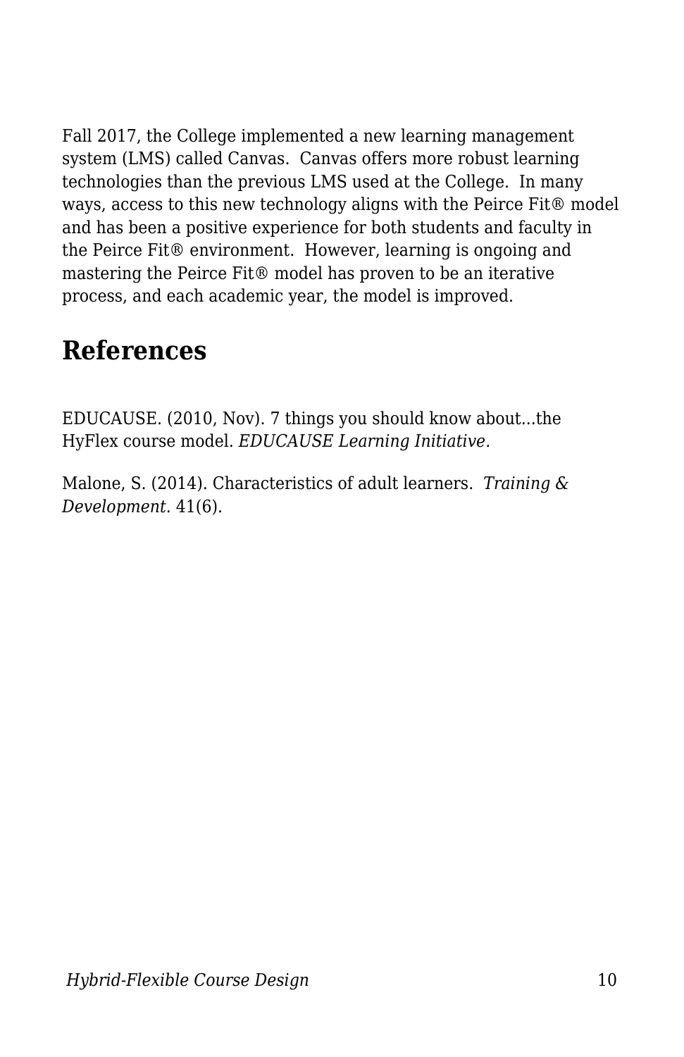Fall 2017, the College implemented a new learning management system (LMS) called Canvas. Canvas offers more robust learning technologies than the previous LMS used at the College. In many ways, access to this new technology aligns with the Peirce Fit® model and has been a positive experience for both students and faculty in the Peirce Fit® environment. However, learning is ongoing and mastering the Peirce Fit® model has proven to be an iterative process, and each academic year, the model is improved.

## References

EDUCAUSE. (2010, Nov). 7 things you should know about…the HyFlex course model. *EDUCAUSE Learning Initiative.*

Malone, S. (2014). Characteristics of adult learners. *Training & Development*. 41(6).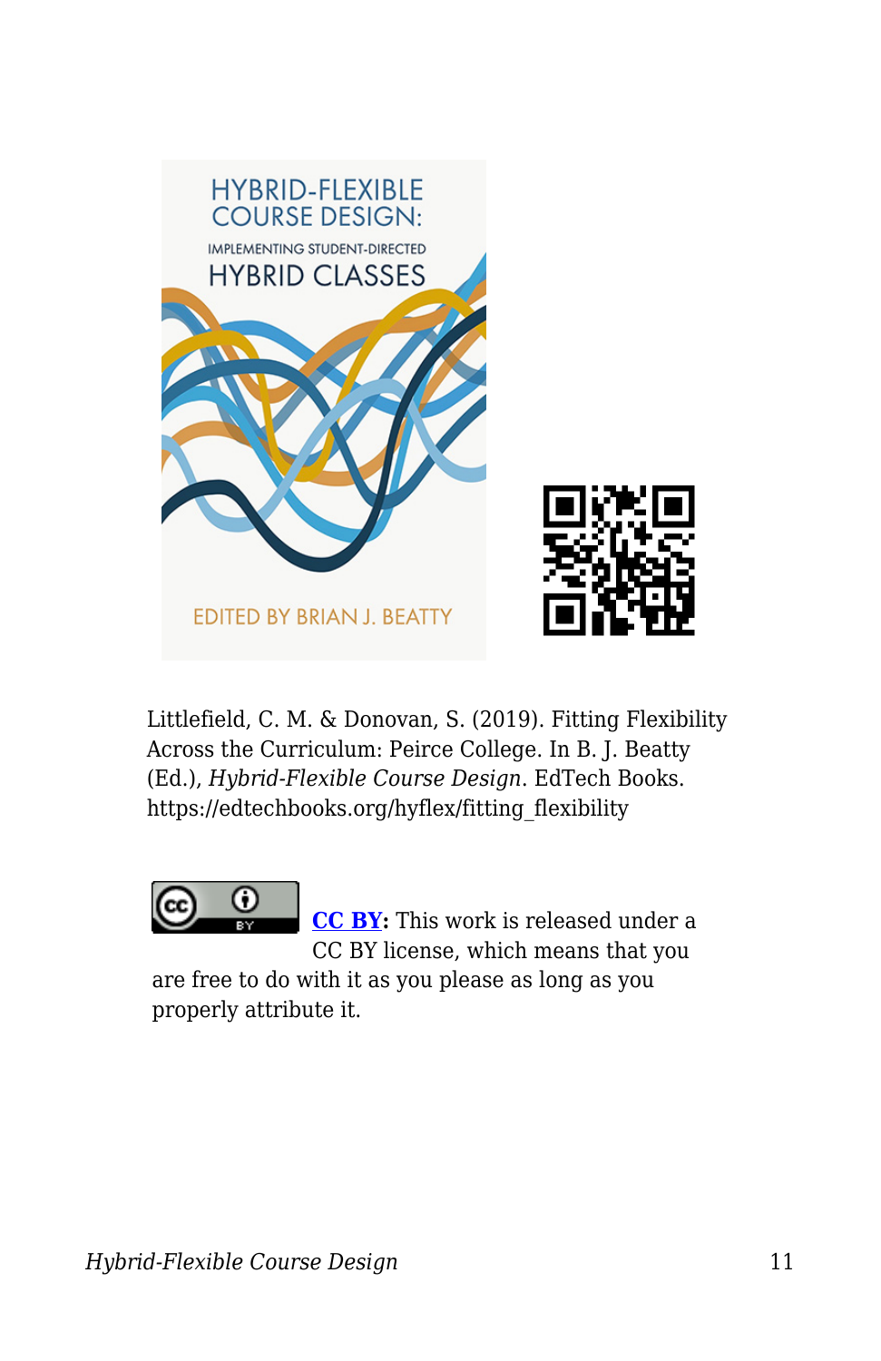Littlefield, C. M. & Donovan, S. (2019). Fitting Flexibility Across the Curriculum: Peirce College. In B. J. Beatty (Ed.), *Hybrid-Flexible Course Design*. EdTech Books. https://edtechbooks.org/hyflex/fitting_flexibility

**CC BY:** This work is released under a CC BY license, which means that you are free to do with it as you please as long as you properly attribute it.